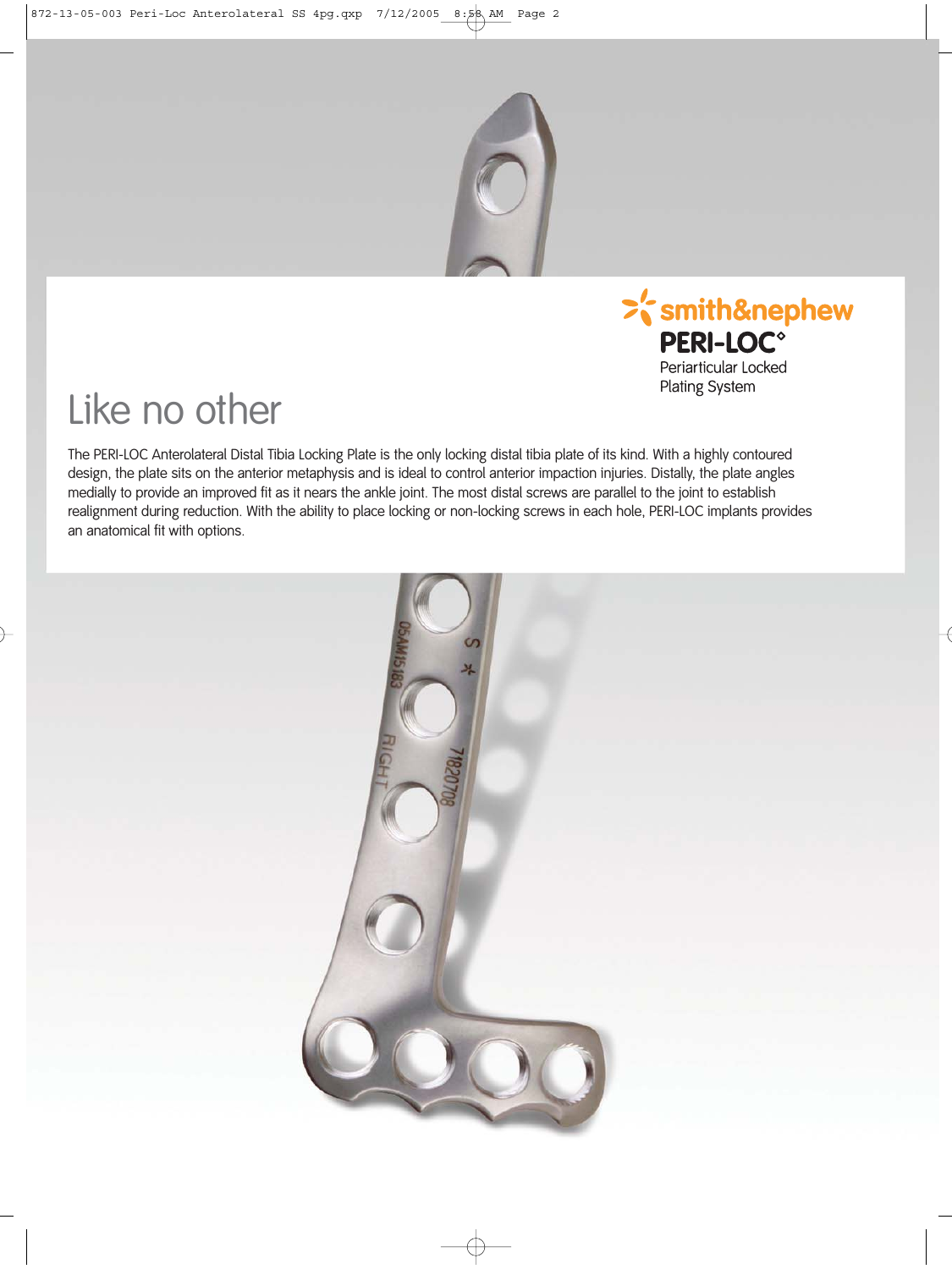smith&nephew

**PERI-LOC◇**

Periarticular Locked Plating System

# Like no other

The PERI-LOC Anterolateral Distal Tibia Locking Plate is the only locking distal tibia plate of its kind. With a highly contoured design, the plate sits on the anterior metaphysis and is ideal to control anterior impaction injuries. Distally, the plate angles medially to provide an improved fit as it nears the ankle joint. The most distal screws are parallel to the joint to establish realignment during reduction. With the ability to place locking or non-locking screws in each hole, PERI-LOC implants provides an anatomical fit with options.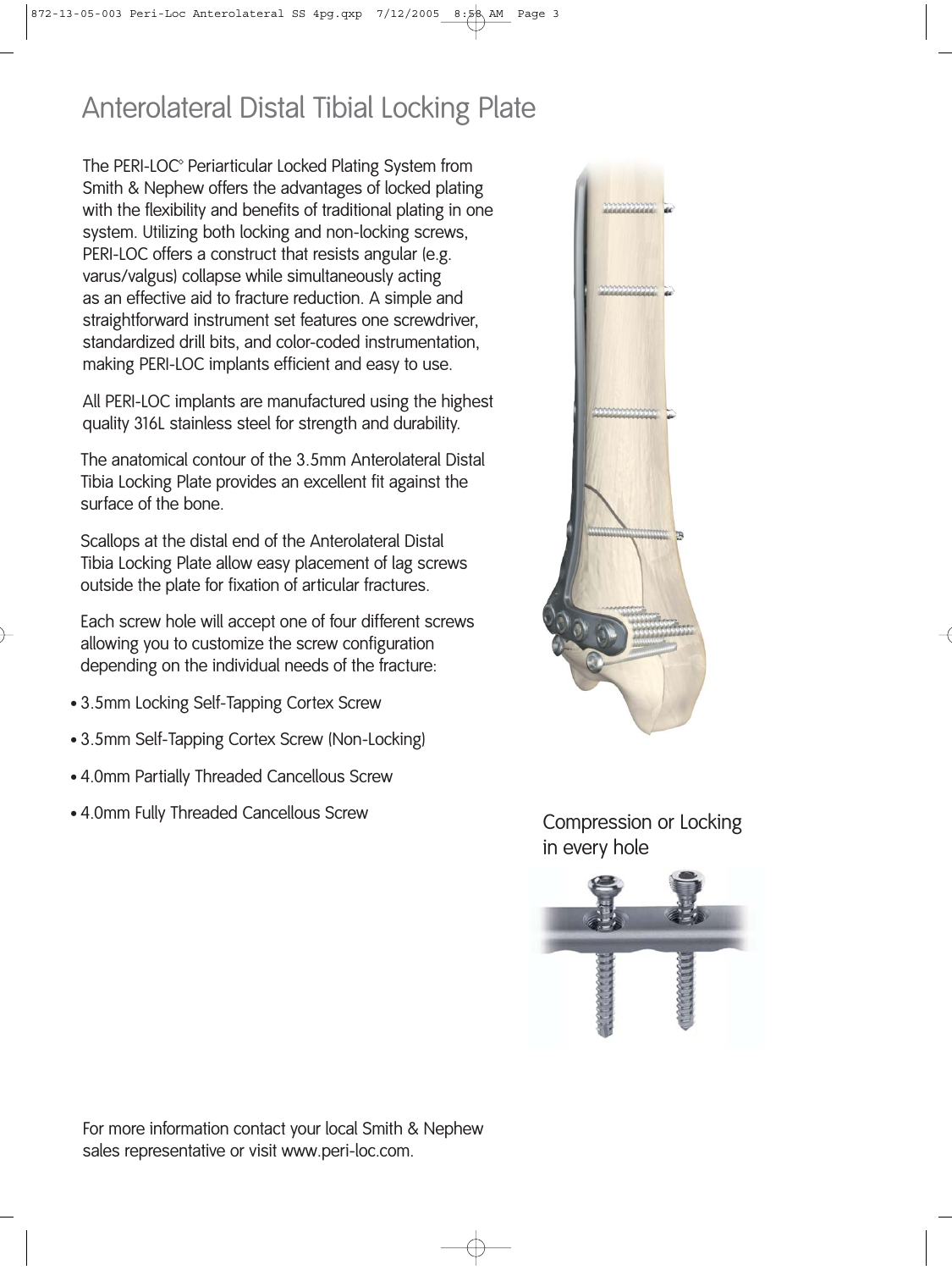# Anterolateral Distal Tibial Locking Plate

The PERI-LOC° Periarticular Locked Plating System from Smith & Nephew offers the advantages of locked plating with the flexibility and benefits of traditional plating in one system. Utilizing both locking and non-locking screws, PERI-LOC offers a construct that resists angular (e.g. varus/valgus) collapse while simultaneously acting as an effective aid to fracture reduction. A simple and straightforward instrument set features one screwdriver, standardized drill bits, and color-coded instrumentation, making PERI-LOC implants efficient and easy to use.

All PERI-LOC implants are manufactured using the highest quality 316L stainless steel for strength and durability.

The anatomical contour of the 3.5mm Anterolateral Distal Tibia Locking Plate provides an excellent fit against the surface of the bone.

Scallops at the distal end of the Anterolateral Distal Tibia Locking Plate allow easy placement of lag screws outside the plate for fixation of articular fractures.

Each screw hole will accept one of four different screws allowing you to customize the screw configuration depending on the individual needs of the fracture:

- 3.5mm Locking Self-Tapping Cortex Screw
- 3.5mm Self-Tapping Cortex Screw (Non-Locking)
- 4.0mm Partially Threaded Cancellous Screw
- 4.0mm Fully Threaded Cancellous Screw

Compression or Locking in every hole

For more information contact your local Smith & Nephew sales representative or visit www.peri-loc.com.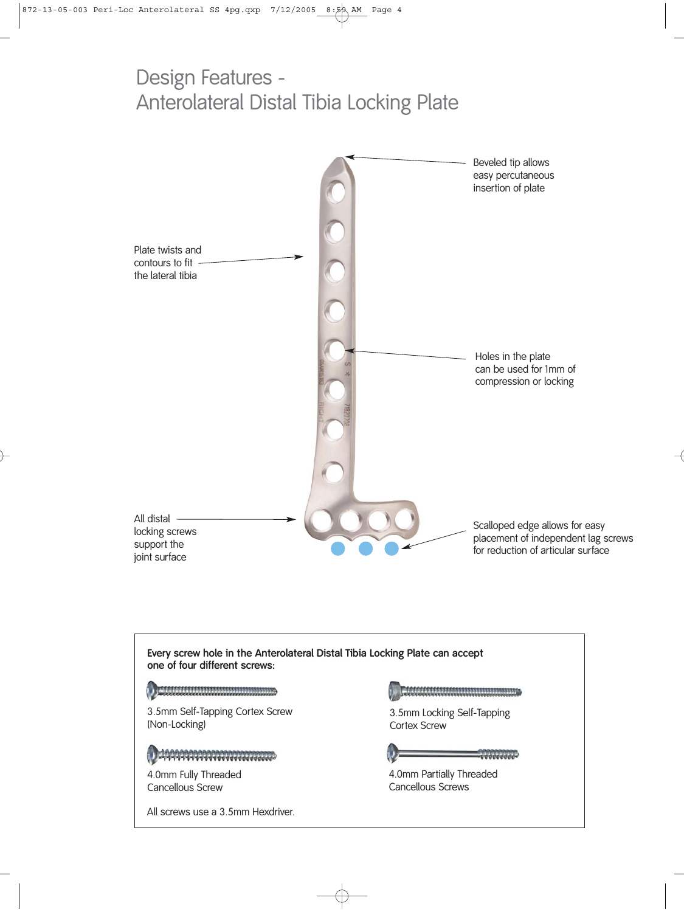# Design Features - Anterolateral Distal Tibia Locking Plate

Beveled tip allows easy percutaneous insertion of plate

Plate twists and contours to fit the lateral tibia

Holes in the plate can be used for 1mm of compression or locking

All distal locking screws support the joint surface

Scalloped edge allows for easy placement of independent lag screws for reduction of articular surface

**Every screw hole in the Anterolateral Distal Tibia Locking Plate can accept one of four different screws:**

3.5mm Self-Tapping Cortex Screw (Non-Locking)

3.5mm Locking Self-Tapping Cortex Screw

4.0mm Fully Threaded Cancellous Screw

4.0mm Partially Threaded Cancellous Screws

All screws use a 3.5mm Hexdriver.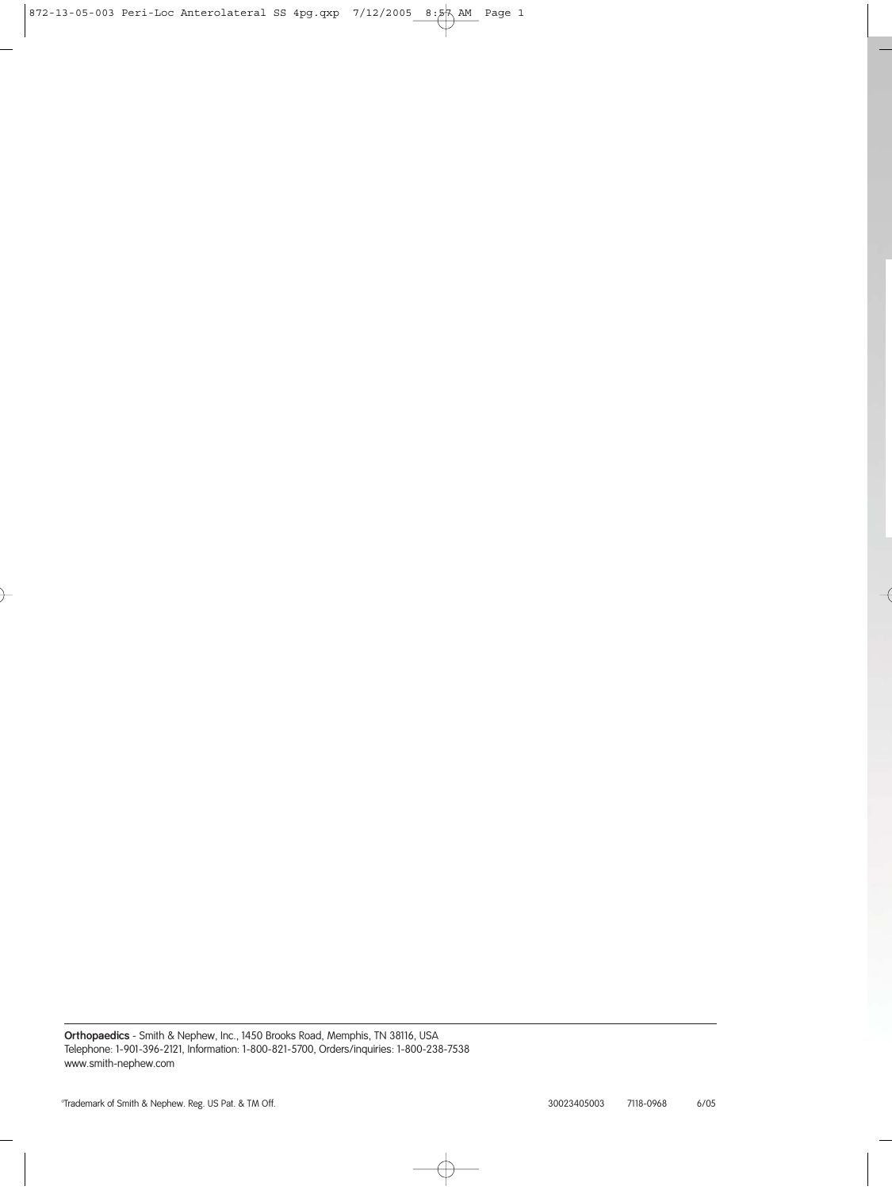**Orthopaedics** - Smith & Nephew, Inc., 1450 Brooks Road, Memphis, TN 38116, USA
Telephone: 1-901-396-2121, Information: 1-800-821-5700, Orders/inquiries: 1-800-238-7538
www.smith-nephew.com

°Trademark of Smith & Nephew. Reg. US Pat. & TM Off.

30023405003 7118-0968 6/05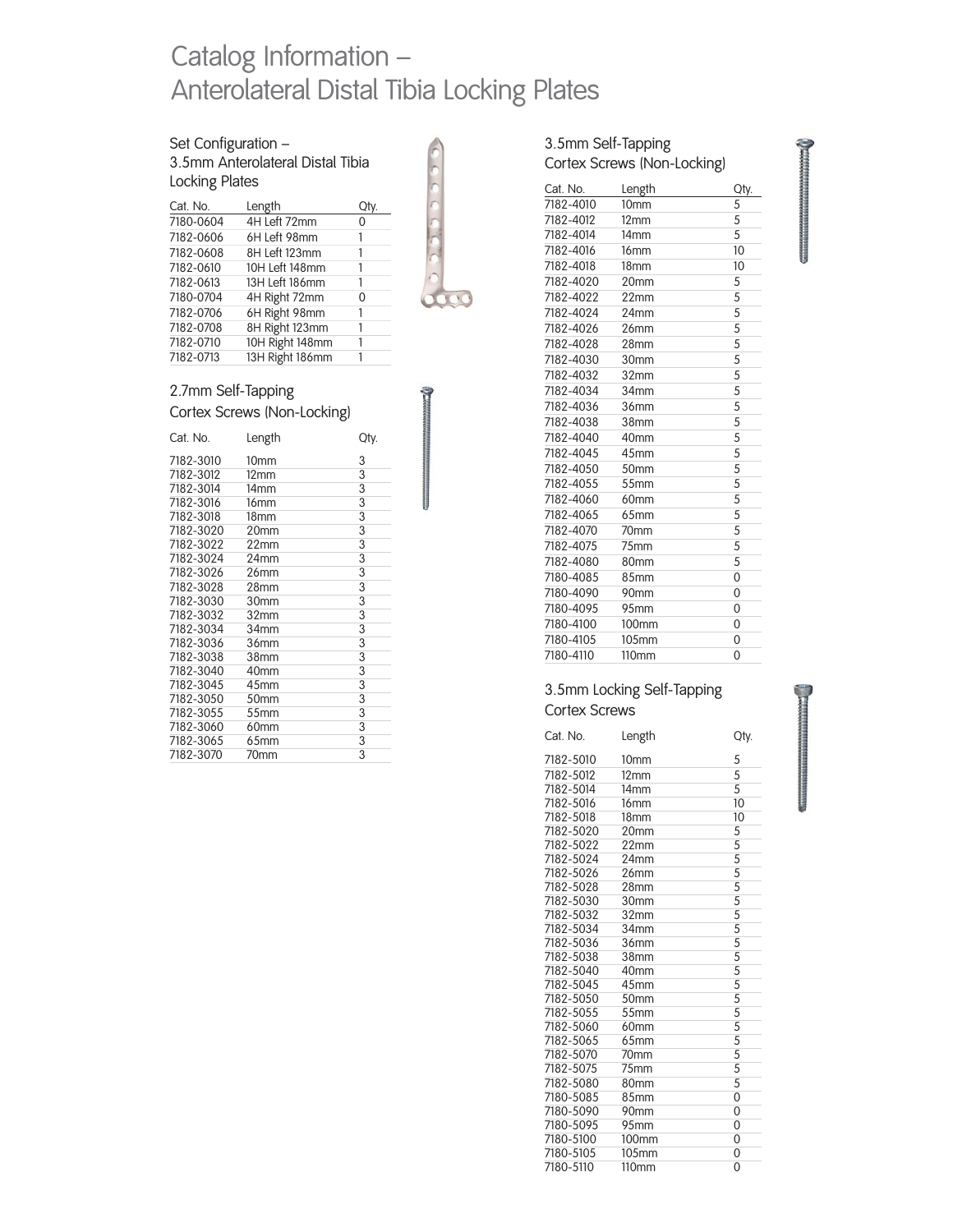# Catalog Information – Anterolateral Distal Tibia Locking Plates

## Set Configuration – 3.5mm Anterolateral Distal Tibia Locking Plates

| Cat. No. | Length | Qty. |
|---|---|---|
| 7180-0604 | 4H Left 72mm | 0 |
| 7182-0606 | 6H Left 98mm | 1 |
| 7182-0608 | 8H Left 123mm | 1 |
| 7182-0610 | 10H Left 148mm | 1 |
| 7182-0613 | 13H Left 186mm | 1 |
| 7180-0704 | 4H Right 72mm | 0 |
| 7182-0706 | 6H Right 98mm | 1 |
| 7182-0708 | 8H Right 123mm | 1 |
| 7182-0710 | 10H Right 148mm | 1 |
| 7182-0713 | 13H Right 186mm | 1 |

## 2.7mm Self-Tapping Cortex Screws (Non-Locking)

| Cat. No. | Length | Qty. |
|---|---|---|
| 7182-3010 | 10mm | 3 |
| 7182-3012 | 12mm | 3 |
| 7182-3014 | 14mm | 3 |
| 7182-3016 | 16mm | 3 |
| 7182-3018 | 18mm | 3 |
| 7182-3020 | 20mm | 3 |
| 7182-3022 | 22mm | 3 |
| 7182-3024 | 24mm | 3 |
| 7182-3026 | 26mm | 3 |
| 7182-3028 | 28mm | 3 |
| 7182-3030 | 30mm | 3 |
| 7182-3032 | 32mm | 3 |
| 7182-3034 | 34mm | 3 |
| 7182-3036 | 36mm | 3 |
| 7182-3038 | 38mm | 3 |
| 7182-3040 | 40mm | 3 |
| 7182-3045 | 45mm | 3 |
| 7182-3050 | 50mm | 3 |
| 7182-3055 | 55mm | 3 |
| 7182-3060 | 60mm | 3 |
| 7182-3065 | 65mm | 3 |
| 7182-3070 | 70mm | 3 |

## 3.5mm Self-Tapping Cortex Screws (Non-Locking)

| Cat. No. | Length | Qty. |
|---|---|---|
| 7182-4010 | 10mm | 5 |
| 7182-4012 | 12mm | 5 |
| 7182-4014 | 14mm | 5 |
| 7182-4016 | 16mm | 10 |
| 7182-4018 | 18mm | 10 |
| 7182-4020 | 20mm | 5 |
| 7182-4022 | 22mm | 5 |
| 7182-4024 | 24mm | 5 |
| 7182-4026 | 26mm | 5 |
| 7182-4028 | 28mm | 5 |
| 7182-4030 | 30mm | 5 |
| 7182-4032 | 32mm | 5 |
| 7182-4034 | 34mm | 5 |
| 7182-4036 | 36mm | 5 |
| 7182-4038 | 38mm | 5 |
| 7182-4040 | 40mm | 5 |
| 7182-4045 | 45mm | 5 |
| 7182-4050 | 50mm | 5 |
| 7182-4055 | 55mm | 5 |
| 7182-4060 | 60mm | 5 |
| 7182-4065 | 65mm | 5 |
| 7182-4070 | 70mm | 5 |
| 7182-4075 | 75mm | 5 |
| 7182-4080 | 80mm | 5 |
| 7182-4085 | 85mm | 0 |
| 7180-4090 | 90mm | 0 |
| 7180-4095 | 95mm | 0 |
| 7180-4100 | 100mm | 0 |
| 7180-4105 | 105mm | 0 |
| 7180-4110 | 110mm | 0 |

## 3.5mm Locking Self-Tapping Cortex Screws

| Cat. No. | Length | Qty. |
|---|---|---|
| 7182-5010 | 10mm | 5 |
| 7182-5012 | 12mm | 5 |
| 7182-5014 | 14mm | 5 |
| 7182-5016 | 16mm | 10 |
| 7182-5018 | 18mm | 10 |
| 7182-5020 | 20mm | 5 |
| 7182-5022 | 22mm | 5 |
| 7182-5024 | 24mm | 5 |
| 7182-5026 | 26mm | 5 |
| 7182-5028 | 28mm | 5 |
| 7182-5030 | 30mm | 5 |
| 7182-5032 | 32mm | 5 |
| 7182-5034 | 34mm | 5 |
| 7182-5036 | 36mm | 5 |
| 7182-5038 | 38mm | 5 |
| 7182-5040 | 40mm | 5 |
| 7182-5045 | 45mm | 5 |
| 7182-5050 | 50mm | 5 |
| 7182-5055 | 55mm | 5 |
| 7182-5060 | 60mm | 5 |
| 7182-5065 | 65mm | 5 |
| 7182-5070 | 70mm | 5 |
| 7182-5075 | 75mm | 5 |
| 7182-5080 | 80mm | 5 |
| 7180-5085 | 85mm | 0 |
| 7180-5090 | 90mm | 0 |
| 7180-5095 | 95mm | 0 |
| 7180-5100 | 100mm | 0 |
| 7180-5105 | 105mm | 0 |
| 7180-5110 | 110mm | 0 |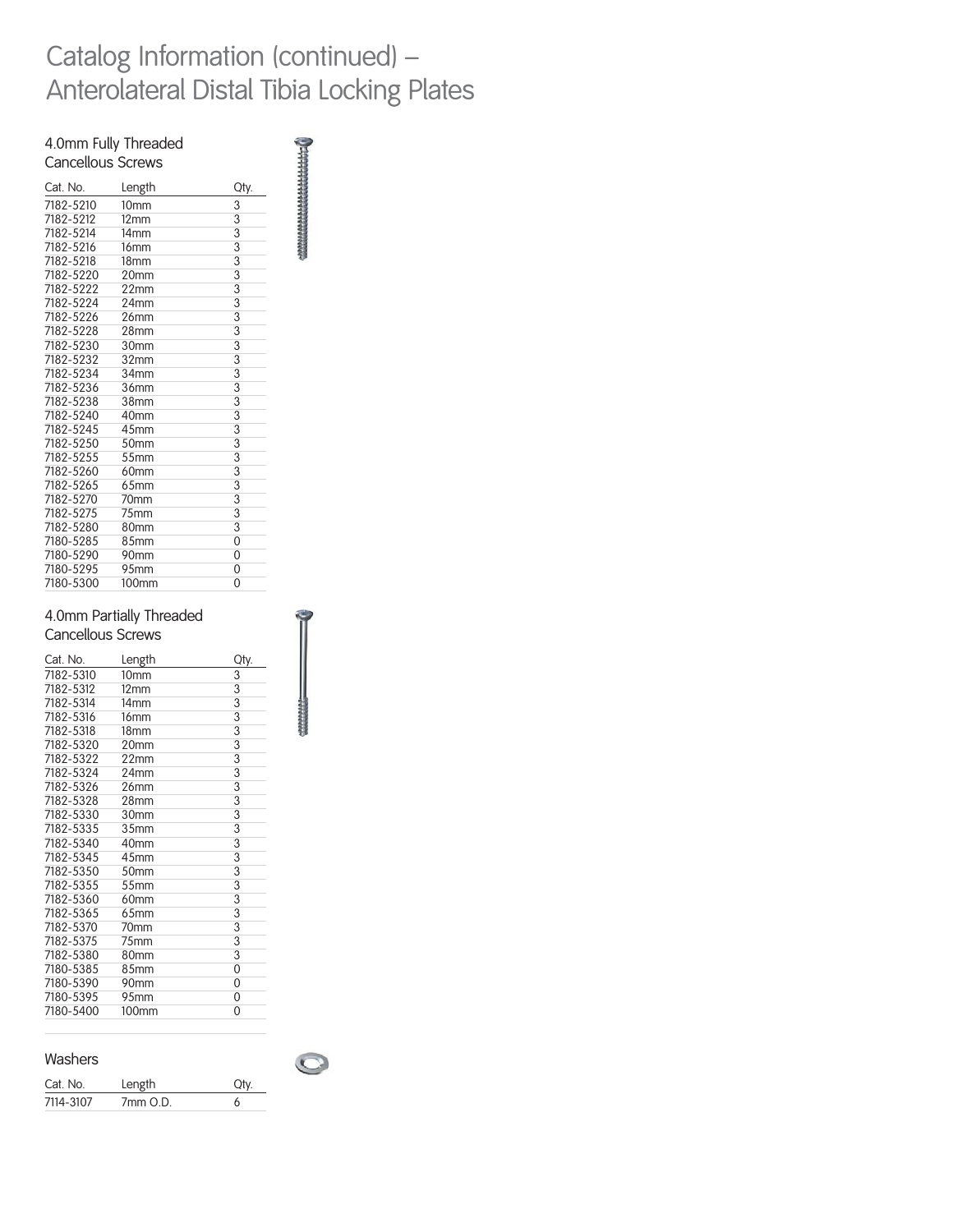# Catalog Information (continued) – Anterolateral Distal Tibia Locking Plates

### 4.0mm Fully Threaded Cancellous Screws

| Cat. No. | Length | Qty. |
|---|---|---|
| 7182-5210 | 10mm | 3 |
| 7182-5212 | 12mm | 3 |
| 7182-5214 | 14mm | 3 |
| 7182-5216 | 16mm | 3 |
| 7182-5218 | 18mm | 3 |
| 7182-5220 | 20mm | 3 |
| 7182-5222 | 22mm | 3 |
| 7182-5224 | 24mm | 3 |
| 7182-5226 | 26mm | 3 |
| 7182-5228 | 28mm | 3 |
| 7182-5230 | 30mm | 3 |
| 7182-5232 | 32mm | 3 |
| 7182-5234 | 34mm | 3 |
| 7182-5236 | 36mm | 3 |
| 7182-5238 | 38mm | 3 |
| 7182-5240 | 40mm | 3 |
| 7182-5245 | 45mm | 3 |
| 7182-5250 | 50mm | 3 |
| 7182-5255 | 55mm | 3 |
| 7182-5260 | 60mm | 3 |
| 7182-5265 | 65mm | 3 |
| 7182-5270 | 70mm | 3 |
| 7182-5275 | 75mm | 3 |
| 7182-5280 | 80mm | 3 |
| 7180-5285 | 85mm | 0 |
| 7180-5290 | 90mm | 0 |
| 7180-5295 | 95mm | 0 |
| 7180-5300 | 100mm | 0 |

### 4.0mm Partially Threaded Cancellous Screws

| Cat. No. | Length | Qty. |
|---|---|---|
| 7182-5310 | 10mm | 3 |
| 7182-5312 | 12mm | 3 |
| 7182-5314 | 14mm | 3 |
| 7182-5316 | 16mm | 3 |
| 7182-5318 | 18mm | 3 |
| 7182-5320 | 20mm | 3 |
| 7182-5322 | 22mm | 3 |
| 7182-5324 | 24mm | 3 |
| 7182-5326 | 26mm | 3 |
| 7182-5328 | 28mm | 3 |
| 7182-5330 | 30mm | 3 |
| 7182-5335 | 35mm | 3 |
| 7182-5340 | 40mm | 3 |
| 7182-5345 | 45mm | 3 |
| 7182-5350 | 50mm | 3 |
| 7182-5355 | 55mm | 3 |
| 7182-5360 | 60mm | 3 |
| 7182-5365 | 65mm | 3 |
| 7182-5370 | 70mm | 3 |
| 7182-5375 | 75mm | 3 |
| 7182-5380 | 80mm | 3 |
| 7180-5385 | 85mm | 0 |
| 7180-5390 | 90mm | 0 |
| 7180-5395 | 95mm | 0 |
| 7180-5400 | 100mm | 0 |

### Washers

| Cat. No. | Length | Qty. |
|---|---|---|
| 7114-3107 | 7mm O.D. | 6 |